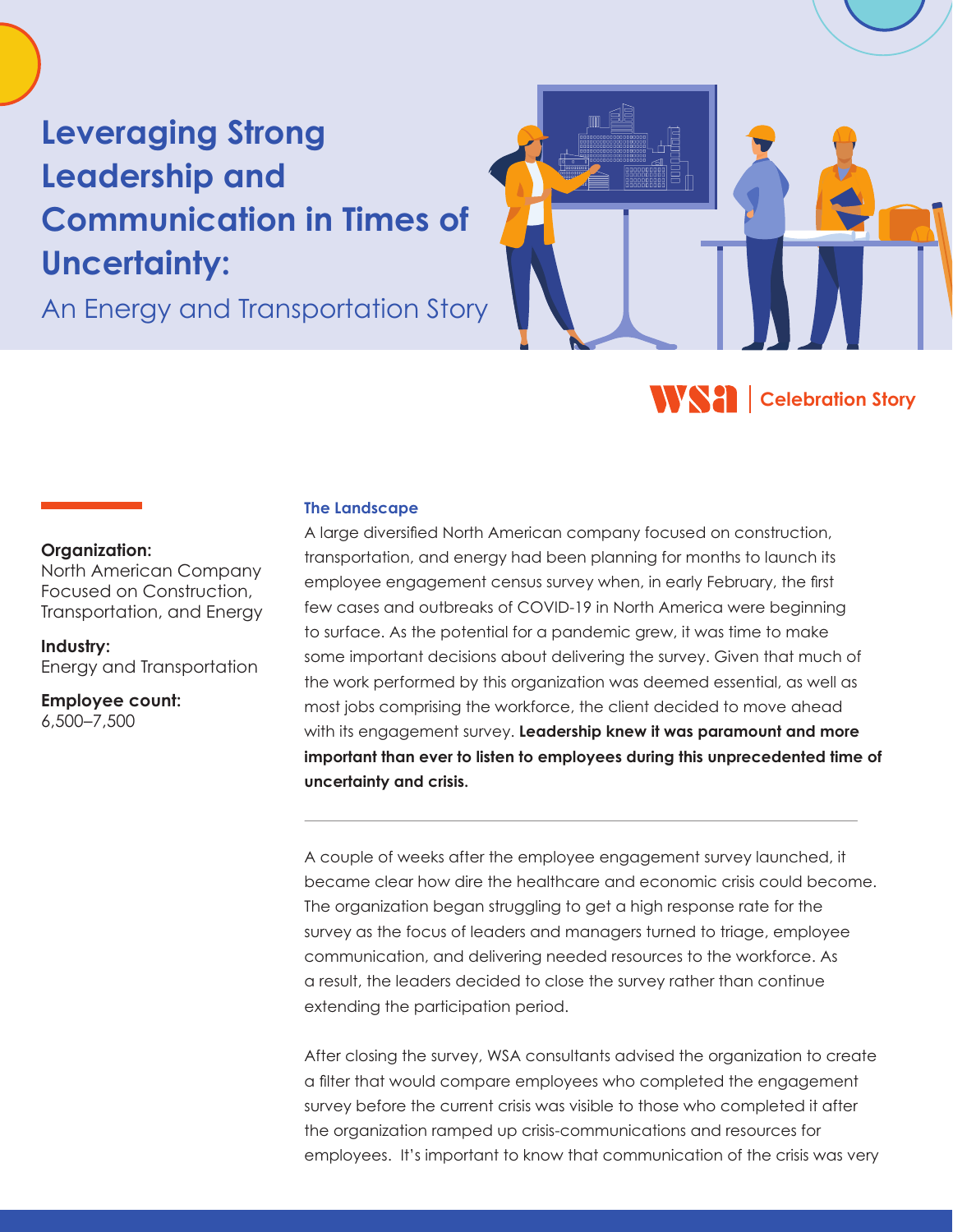# Leveraging Strong Leadership and Communication in Times of Uncertainty:

## An Energy and Transportation Story

WSA | Celebration Story

**Organization:**
North American Company Focused on Construction, Transportation, and Energy

**Industry:**
Energy and Transportation

**Employee count:**
6,500–7,500

### The Landscape

A large diversified North American company focused on construction, transportation, and energy had been planning for months to launch its employee engagement census survey when, in early February, the first few cases and outbreaks of COVID-19 in North America were beginning to surface. As the potential for a pandemic grew, it was time to make some important decisions about delivering the survey. Given that much of the work performed by this organization was deemed essential, as well as most jobs comprising the workforce, the client decided to move ahead with its engagement survey. **Leadership knew it was paramount and more important than ever to listen to employees during this unprecedented time of uncertainty and crisis.**

---

A couple of weeks after the employee engagement survey launched, it became clear how dire the healthcare and economic crisis could become. The organization began struggling to get a high response rate for the survey as the focus of leaders and managers turned to triage, employee communication, and delivering needed resources to the workforce. As a result, the leaders decided to close the survey rather than continue extending the participation period.

After closing the survey, WSA consultants advised the organization to create a filter that would compare employees who completed the engagement survey before the current crisis was visible to those who completed it after the organization ramped up crisis-communications and resources for employees. It's important to know that communication of the crisis was very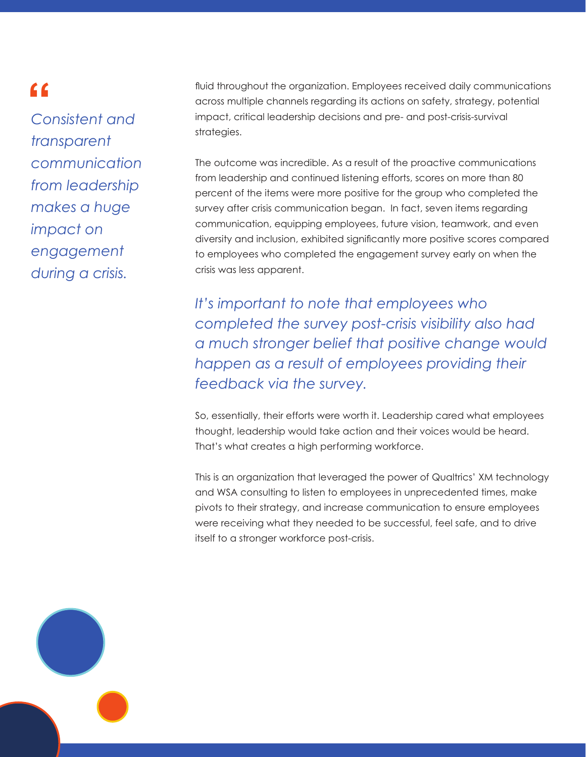> *Consistent and transparent communication from leadership makes a huge impact on engagement during a crisis.*

fluid throughout the organization. Employees received daily communications across multiple channels regarding its actions on safety, strategy, potential impact, critical leadership decisions and pre- and post-crisis-survival strategies.

The outcome was incredible. As a result of the proactive communications from leadership and continued listening efforts, scores on more than 80 percent of the items were more positive for the group who completed the survey after crisis communication began. In fact, seven items regarding communication, equipping employees, future vision, teamwork, and even diversity and inclusion, exhibited significantly more positive scores compared to employees who completed the engagement survey early on when the crisis was less apparent.

*It's important to note that employees who completed the survey post-crisis visibility also had a much stronger belief that positive change would happen as a result of employees providing their feedback via the survey.*

So, essentially, their efforts were worth it. Leadership cared what employees thought, leadership would take action and their voices would be heard. That's what creates a high performing workforce.

This is an organization that leveraged the power of Qualtrics' XM technology and WSA consulting to listen to employees in unprecedented times, make pivots to their strategy, and increase communication to ensure employees were receiving what they needed to be successful, feel safe, and to drive itself to a stronger workforce post-crisis.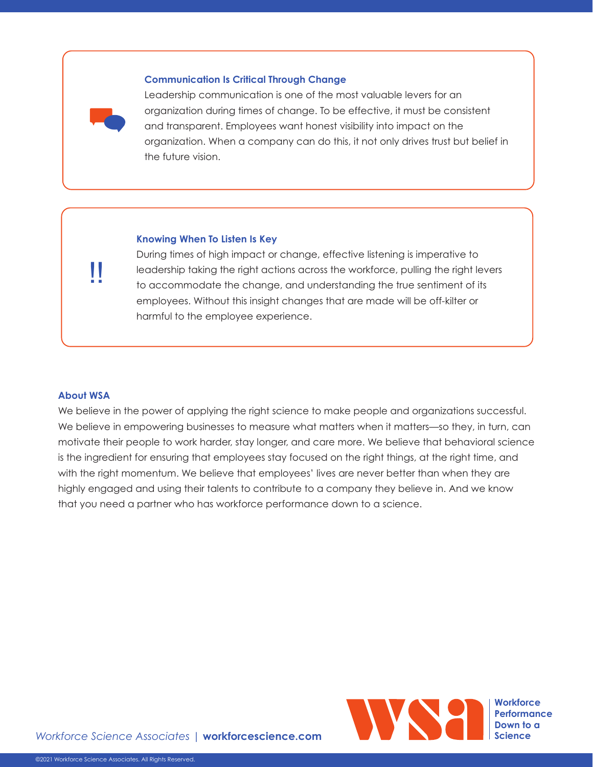### Communication Is Critical Through Change

Leadership communication is one of the most valuable levers for an organization during times of change. To be effective, it must be consistent and transparent. Employees want honest visibility into impact on the organization. When a company can do this, it not only drives trust but belief in the future vision.

### Knowing When To Listen Is Key

During times of high impact or change, effective listening is imperative to leadership taking the right actions across the workforce, pulling the right levers to accommodate the change, and understanding the true sentiment of its employees. Without this insight changes that are made will be off-kilter or harmful to the employee experience.

### About WSA

We believe in the power of applying the right science to make people and organizations successful. We believe in empowering businesses to measure what matters when it matters—so they, in turn, can motivate their people to work harder, stay longer, and care more. We believe that behavioral science is the ingredient for ensuring that employees stay focused on the right things, at the right time, and with the right momentum. We believe that employees' lives are never better than when they are highly engaged and using their talents to contribute to a company they believe in. And we know that you need a partner who has workforce performance down to a science.

*Workforce Science Associates* | **workforcescience.com**

**Workforce Performance Down to a Science**

©2021 Workforce Science Associates. All Rights Reserved.